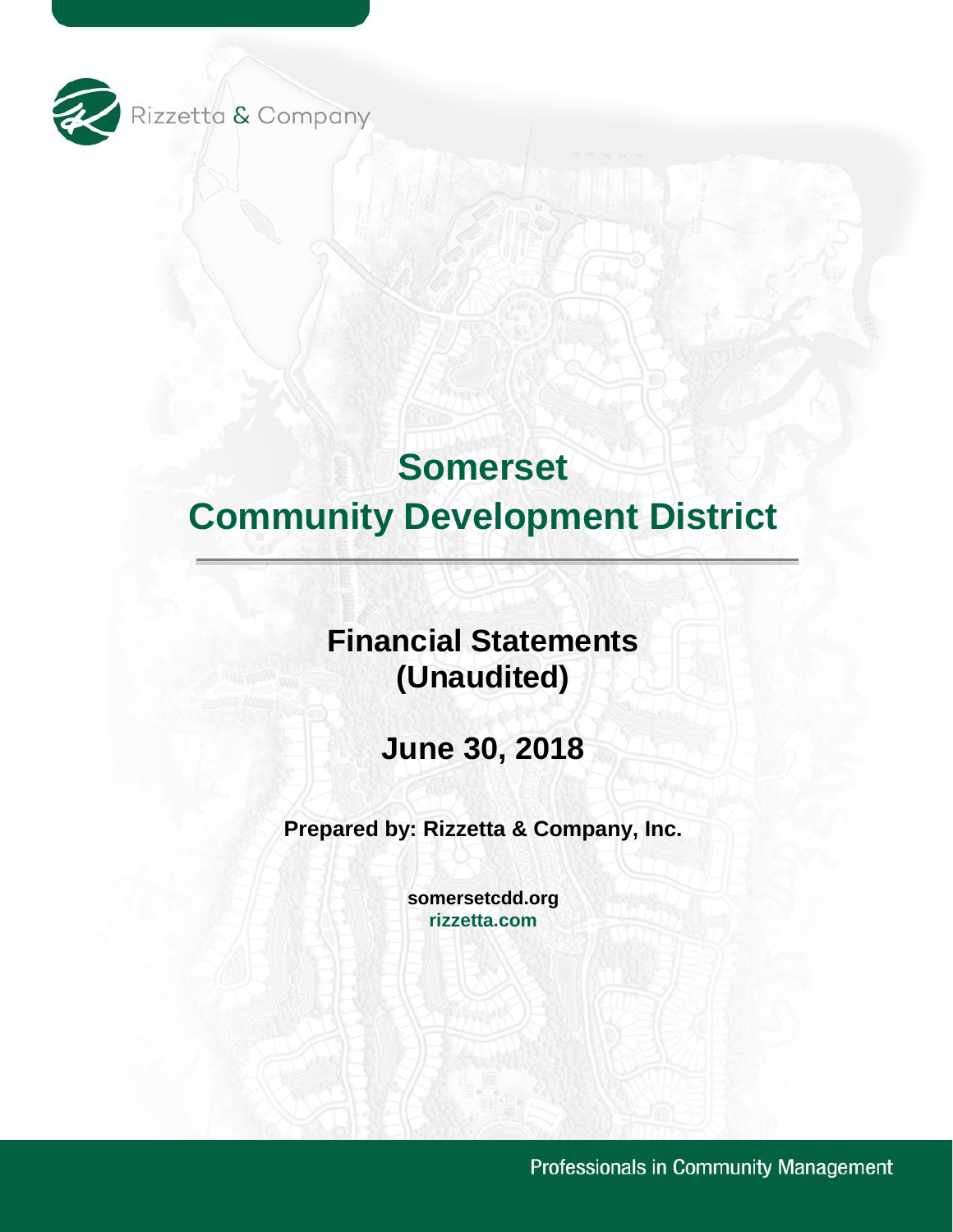Rizzetta & Company

# Somerset Community Development District

## Financial Statements (Unaudited)

## June 30, 2018

**Prepared by: Rizzetta & Company, Inc.**

**somersetcdd.org**
**rizzetta.com**

Professionals in Community Management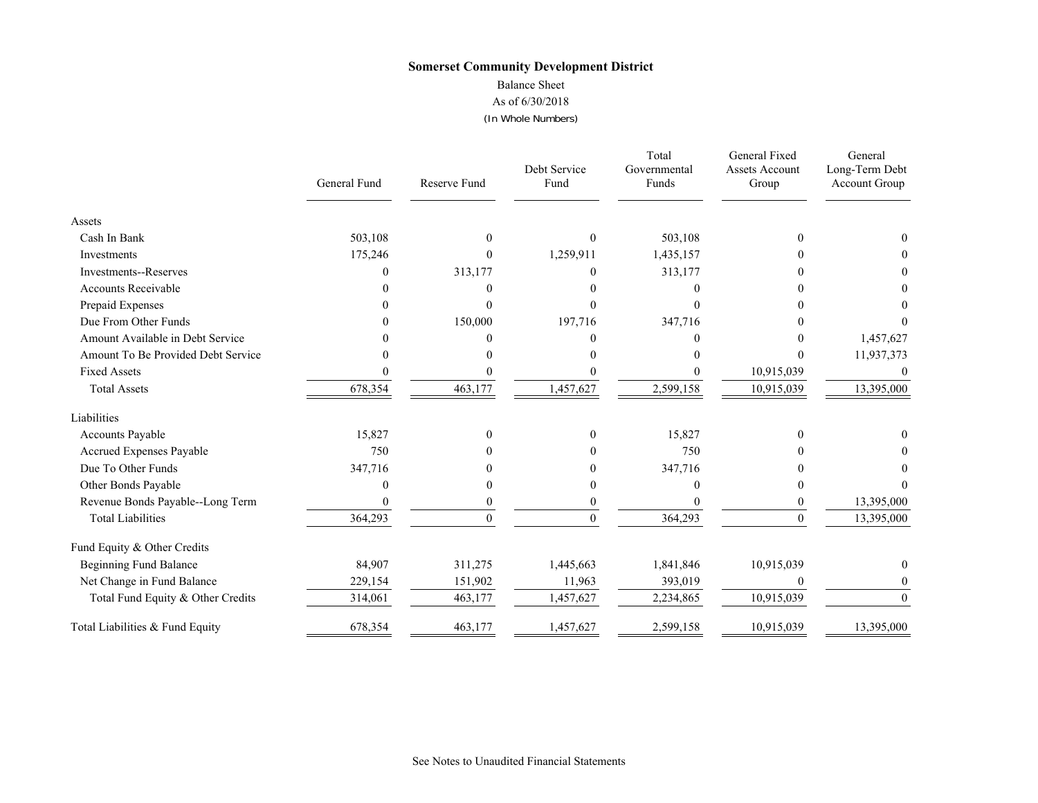**Somerset Community Development District**

Balance Sheet

As of 6/30/2018

(In Whole Numbers)

| | General Fund | Reserve Fund | Debt Service Fund | Total Governmental Funds | General Fixed Assets Account Group | General Long-Term Debt Account Group |
|---|---|---|---|---|---|---|
| **Assets** | | | | | | |
| Cash In Bank | 503,108 | 0 | 0 | 503,108 | 0 | 0 |
| Investments | 175,246 | 0 | 1,259,911 | 1,435,157 | 0 | 0 |
| Investments--Reserves | 0 | 313,177 | 0 | 313,177 | 0 | 0 |
| Accounts Receivable | 0 | 0 | 0 | 0 | 0 | 0 |
| Prepaid Expenses | 0 | 0 | 0 | 0 | 0 | 0 |
| Due From Other Funds | 0 | 150,000 | 197,716 | 347,716 | 0 | 0 |
| Amount Available in Debt Service | 0 | 0 | 0 | 0 | 0 | 1,457,627 |
| Amount To Be Provided Debt Service | 0 | 0 | 0 | 0 | 0 | 11,937,373 |
| Fixed Assets | 0 | 0 | 0 | 0 | 10,915,039 | 0 |
| Total Assets | 678,354 | 463,177 | 1,457,627 | 2,599,158 | 10,915,039 | 13,395,000 |
| **Liabilities** | | | | | | |
| Accounts Payable | 15,827 | 0 | 0 | 15,827 | 0 | 0 |
| Accrued Expenses Payable | 750 | 0 | 0 | 750 | 0 | 0 |
| Due To Other Funds | 347,716 | 0 | 0 | 347,716 | 0 | 0 |
| Other Bonds Payable | 0 | 0 | 0 | 0 | 0 | 0 |
| Revenue Bonds Payable--Long Term | 0 | 0 | 0 | 0 | 0 | 13,395,000 |
| Total Liabilities | 364,293 | 0 | 0 | 364,293 | 0 | 13,395,000 |
| **Fund Equity & Other Credits** | | | | | | |
| Beginning Fund Balance | 84,907 | 311,275 | 1,445,663 | 1,841,846 | 10,915,039 | 0 |
| Net Change in Fund Balance | 229,154 | 151,902 | 11,963 | 393,019 | 0 | 0 |
| Total Fund Equity & Other Credits | 314,061 | 463,177 | 1,457,627 | 2,234,865 | 10,915,039 | 0 |
| **Total Liabilities & Fund Equity** | 678,354 | 463,177 | 1,457,627 | 2,599,158 | 10,915,039 | 13,395,000 |

See Notes to Unaudited Financial Statements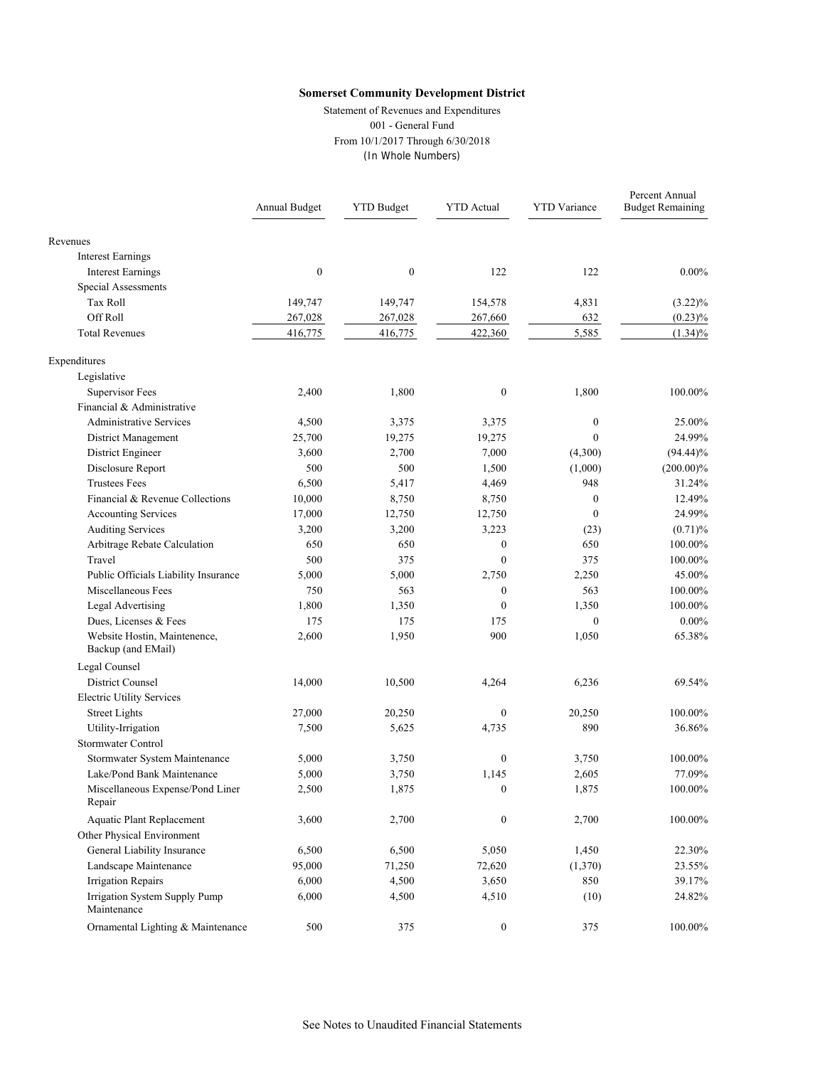**Somerset Community Development District**

Statement of Revenues and Expenditures
001 - General Fund
From 10/1/2017 Through 6/30/2018
(In Whole Numbers)

| | Annual Budget | YTD Budget | YTD Actual | YTD Variance | Percent Annual Budget Remaining |
|---|---|---|---|---|---|
| Revenues | | | | | |
| Interest Earnings | | | | | |
| Interest Earnings | 0 | 0 | 122 | 122 | 0.00% |
| Special Assessments | | | | | |
| Tax Roll | 149,747 | 149,747 | 154,578 | 4,831 | (3.22)% |
| Off Roll | 267,028 | 267,028 | 267,660 | 632 | (0.23)% |
| Total Revenues | 416,775 | 416,775 | 422,360 | 5,585 | (1.34)% |
| Expenditures | | | | | |
| Legislative | | | | | |
| Supervisor Fees | 2,400 | 1,800 | 0 | 1,800 | 100.00% |
| Financial & Administrative | | | | | |
| Administrative Services | 4,500 | 3,375 | 3,375 | 0 | 25.00% |
| District Management | 25,700 | 19,275 | 19,275 | 0 | 24.99% |
| District Engineer | 3,600 | 2,700 | 7,000 | (4,300) | (94.44)% |
| Disclosure Report | 500 | 500 | 1,500 | (1,000) | (200.00)% |
| Trustees Fees | 6,500 | 5,417 | 4,469 | 948 | 31.24% |
| Financial & Revenue Collections | 10,000 | 8,750 | 8,750 | 0 | 12.49% |
| Accounting Services | 17,000 | 12,750 | 12,750 | 0 | 24.99% |
| Auditing Services | 3,200 | 3,200 | 3,223 | (23) | (0.71)% |
| Arbitrage Rebate Calculation | 650 | 650 | 0 | 650 | 100.00% |
| Travel | 500 | 375 | 0 | 375 | 100.00% |
| Public Officials Liability Insurance | 5,000 | 5,000 | 2,750 | 2,250 | 45.00% |
| Miscellaneous Fees | 750 | 563 | 0 | 563 | 100.00% |
| Legal Advertising | 1,800 | 1,350 | 0 | 1,350 | 100.00% |
| Dues, Licenses & Fees | 175 | 175 | 175 | 0 | 0.00% |
| Website Hostin, Maintenence, Backup (and EMail) | 2,600 | 1,950 | 900 | 1,050 | 65.38% |
| Legal Counsel | | | | | |
| District Counsel | 14,000 | 10,500 | 4,264 | 6,236 | 69.54% |
| Electric Utility Services | | | | | |
| Street Lights | 27,000 | 20,250 | 0 | 20,250 | 100.00% |
| Utility-Irrigation | 7,500 | 5,625 | 4,735 | 890 | 36.86% |
| Stormwater Control | | | | | |
| Stormwater System Maintenance | 5,000 | 3,750 | 0 | 3,750 | 100.00% |
| Lake/Pond Bank Maintenance | 5,000 | 3,750 | 1,145 | 2,605 | 77.09% |
| Miscellaneous Expense/Pond Liner Repair | 2,500 | 1,875 | 0 | 1,875 | 100.00% |
| Aquatic Plant Replacement | 3,600 | 2,700 | 0 | 2,700 | 100.00% |
| Other Physical Environment | | | | | |
| General Liability Insurance | 6,500 | 6,500 | 5,050 | 1,450 | 22.30% |
| Landscape Maintenance | 95,000 | 71,250 | 72,620 | (1,370) | 23.55% |
| Irrigation Repairs | 6,000 | 4,500 | 3,650 | 850 | 39.17% |
| Irrigation System Supply Pump Maintenance | 6,000 | 4,500 | 4,510 | (10) | 24.82% |
| Ornamental Lighting & Maintenance | 500 | 375 | 0 | 375 | 100.00% |

See Notes to Unaudited Financial Statements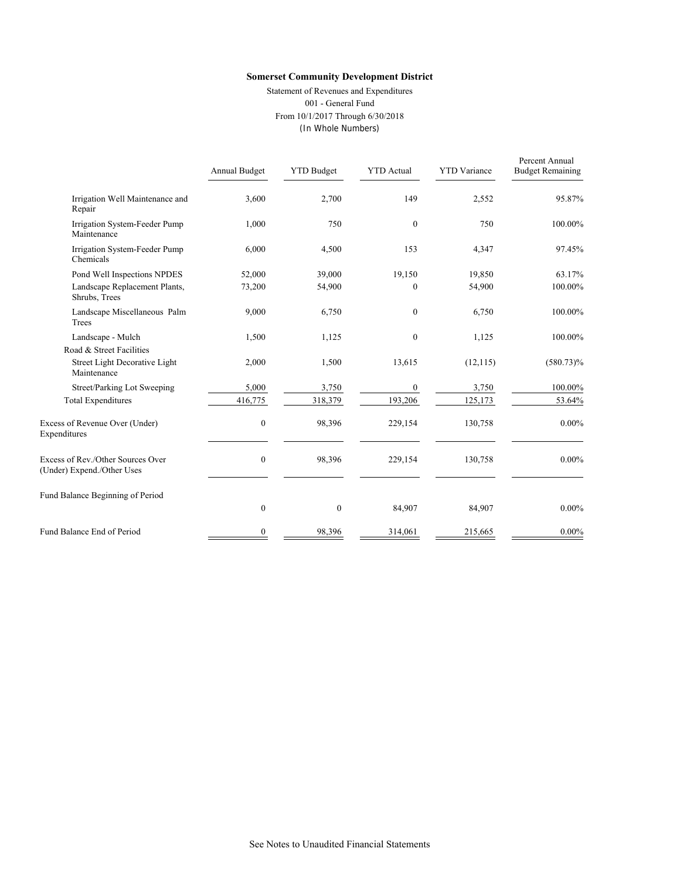**Somerset Community Development District**

Statement of Revenues and Expenditures

001 - General Fund

From 10/1/2017 Through 6/30/2018

(In Whole Numbers)

| | Annual Budget | YTD Budget | YTD Actual | YTD Variance | Percent Annual Budget Remaining |
|---|---|---|---|---|---|
| Irrigation Well Maintenance and Repair | 3,600 | 2,700 | 149 | 2,552 | 95.87% |
| Irrigation System-Feeder Pump Maintenance | 1,000 | 750 | 0 | 750 | 100.00% |
| Irrigation System-Feeder Pump Chemicals | 6,000 | 4,500 | 153 | 4,347 | 97.45% |
| Pond Well Inspections NPDES | 52,000 | 39,000 | 19,150 | 19,850 | 63.17% |
| Landscape Replacement Plants, Shrubs, Trees | 73,200 | 54,900 | 0 | 54,900 | 100.00% |
| Landscape Miscellaneous Palm Trees | 9,000 | 6,750 | 0 | 6,750 | 100.00% |
| Landscape - Mulch | 1,500 | 1,125 | 0 | 1,125 | 100.00% |
| Road & Street Facilities | | | | | |
| Street Light Decorative Light Maintenance | 2,000 | 1,500 | 13,615 | (12,115) | (580.73)% |
| Street/Parking Lot Sweeping | 5,000 | 3,750 | 0 | 3,750 | 100.00% |
| Total Expenditures | 416,775 | 318,379 | 193,206 | 125,173 | 53.64% |
| Excess of Revenue Over (Under) Expenditures | 0 | 98,396 | 229,154 | 130,758 | 0.00% |
| Excess of Rev./Other Sources Over (Under) Expend./Other Uses | 0 | 98,396 | 229,154 | 130,758 | 0.00% |
| Fund Balance Beginning of Period | 0 | 0 | 84,907 | 84,907 | 0.00% |
| Fund Balance End of Period | 0 | 98,396 | 314,061 | 215,665 | 0.00% |

See Notes to Unaudited Financial Statements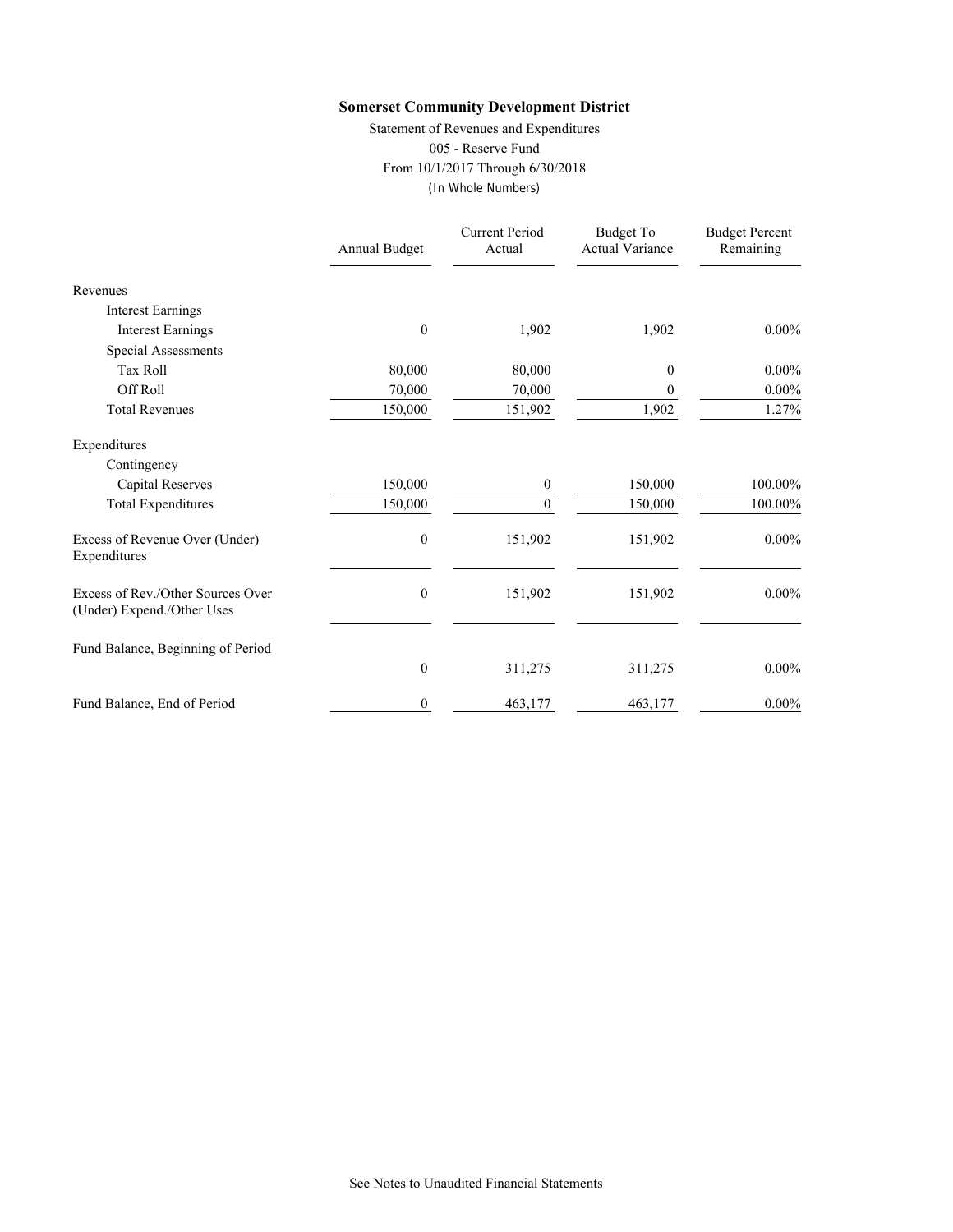**Somerset Community Development District**

Statement of Revenues and Expenditures

005 - Reserve Fund

From 10/1/2017 Through 6/30/2018

(In Whole Numbers)

| | Annual Budget | Current Period Actual | Budget To Actual Variance | Budget Percent Remaining |
|---|---|---|---|---|
| Revenues | | | | |
| Interest Earnings | | | | |
| Interest Earnings | 0 | 1,902 | 1,902 | 0.00% |
| Special Assessments | | | | |
| Tax Roll | 80,000 | 80,000 | 0 | 0.00% |
| Off Roll | 70,000 | 70,000 | 0 | 0.00% |
| Total Revenues | 150,000 | 151,902 | 1,902 | 1.27% |
| Expenditures | | | | |
| Contingency | | | | |
| Capital Reserves | 150,000 | 0 | 150,000 | 100.00% |
| Total Expenditures | 150,000 | 0 | 150,000 | 100.00% |
| Excess of Revenue Over (Under) Expenditures | 0 | 151,902 | 151,902 | 0.00% |
| Excess of Rev./Other Sources Over (Under) Expend./Other Uses | 0 | 151,902 | 151,902 | 0.00% |
| Fund Balance, Beginning of Period | 0 | 311,275 | 311,275 | 0.00% |
| Fund Balance, End of Period | 0 | 463,177 | 463,177 | 0.00% |

See Notes to Unaudited Financial Statements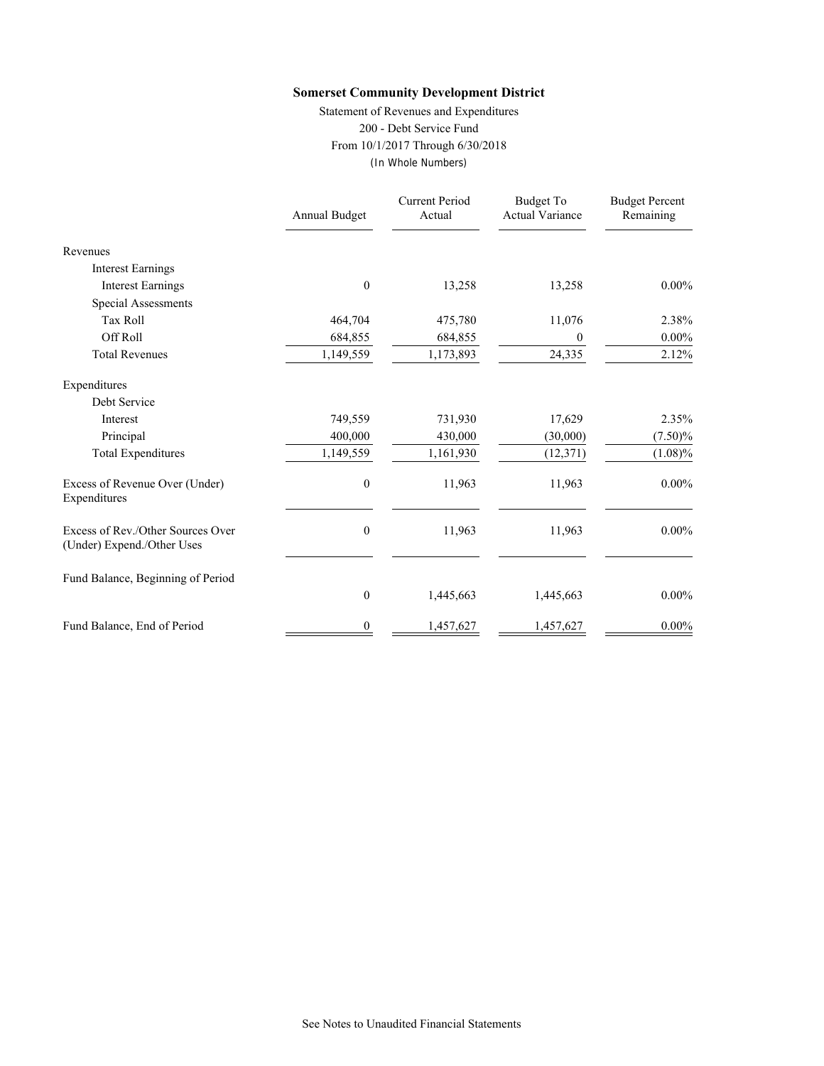**Somerset Community Development District**

Statement of Revenues and Expenditures

200 - Debt Service Fund

From 10/1/2017 Through 6/30/2018

(In Whole Numbers)

| | Annual Budget | Current Period Actual | Budget To Actual Variance | Budget Percent Remaining |
|---|---|---|---|---|
| Revenues | | | | |
| Interest Earnings | | | | |
| Interest Earnings | 0 | 13,258 | 13,258 | 0.00% |
| Special Assessments | | | | |
| Tax Roll | 464,704 | 475,780 | 11,076 | 2.38% |
| Off Roll | 684,855 | 684,855 | 0 | 0.00% |
| Total Revenues | 1,149,559 | 1,173,893 | 24,335 | 2.12% |
| Expenditures | | | | |
| Debt Service | | | | |
| Interest | 749,559 | 731,930 | 17,629 | 2.35% |
| Principal | 400,000 | 430,000 | (30,000) | (7.50)% |
| Total Expenditures | 1,149,559 | 1,161,930 | (12,371) | (1.08)% |
| Excess of Revenue Over (Under) Expenditures | 0 | 11,963 | 11,963 | 0.00% |
| Excess of Rev./Other Sources Over (Under) Expend./Other Uses | 0 | 11,963 | 11,963 | 0.00% |
| Fund Balance, Beginning of Period | 0 | 1,445,663 | 1,445,663 | 0.00% |
| Fund Balance, End of Period | 0 | 1,457,627 | 1,457,627 | 0.00% |

See Notes to Unaudited Financial Statements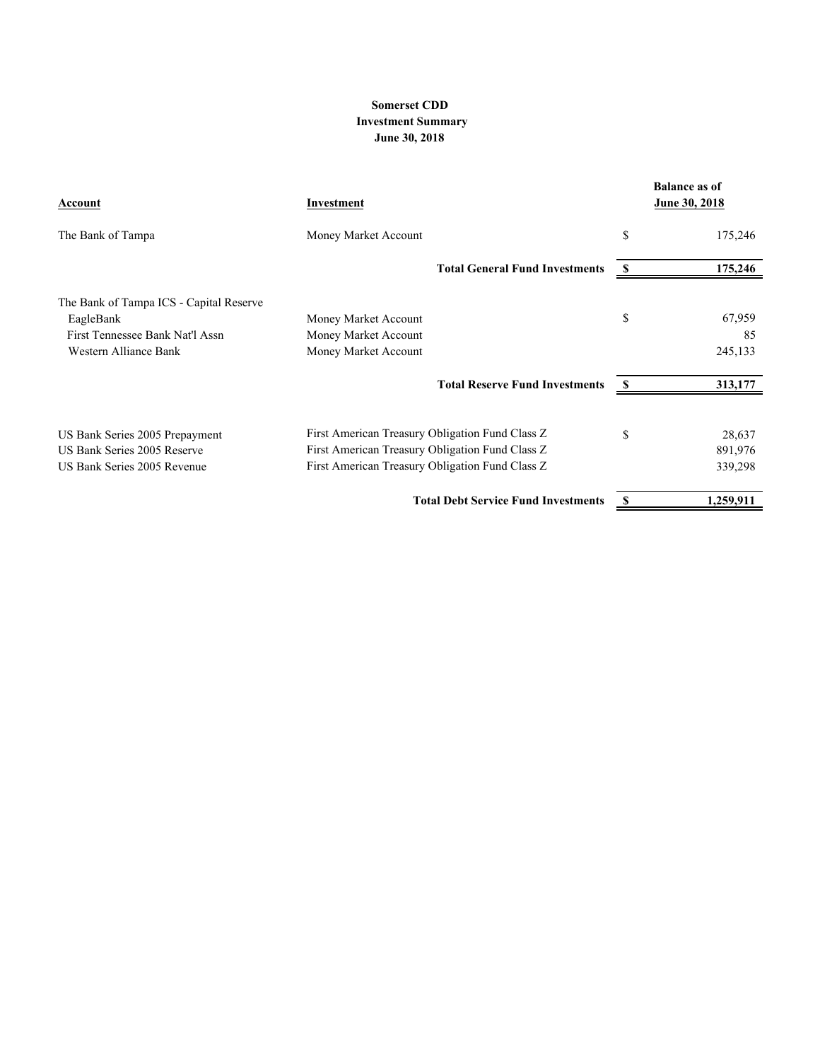**Somerset CDD**
**Investment Summary**
**June 30, 2018**

| Account | Investment | | Balance as of June 30, 2018 |
|---|---|---|---|
| The Bank of Tampa | Money Market Account | $ | 175,246 |
| | **Total General Fund Investments** | **$** | **175,246** |
| The Bank of Tampa ICS - Capital Reserve | | | |
| EagleBank | Money Market Account | $ | 67,959 |
| First Tennessee Bank Nat'l Assn | Money Market Account | | 85 |
| Western Alliance Bank | Money Market Account | | 245,133 |
| | **Total Reserve Fund Investments** | **$** | **313,177** |
| US Bank Series 2005 Prepayment | First American Treasury Obligation Fund Class Z | $ | 28,637 |
| US Bank Series 2005 Reserve | First American Treasury Obligation Fund Class Z | | 891,976 |
| US Bank Series 2005 Revenue | First American Treasury Obligation Fund Class Z | | 339,298 |
| | **Total Debt Service Fund Investments** | **$** | **1,259,911** |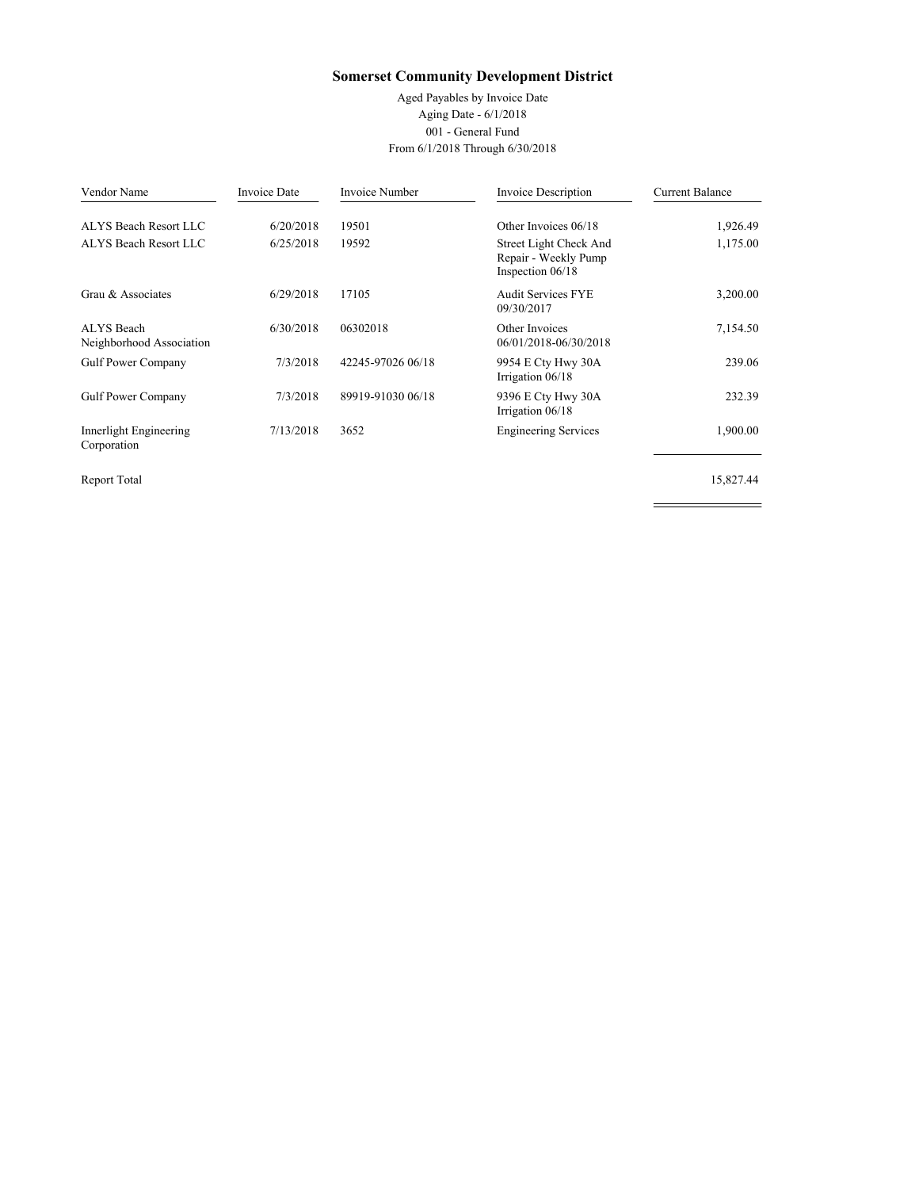# Somerset Community Development District

Aged Payables by Invoice Date
Aging Date - 6/1/2018
001 - General Fund
From 6/1/2018 Through 6/30/2018

| Vendor Name | Invoice Date | Invoice Number | Invoice Description | Current Balance |
|---|---|---|---|---|
| ALYS Beach Resort LLC | 6/20/2018 | 19501 | Other Invoices 06/18 | 1,926.49 |
| ALYS Beach Resort LLC | 6/25/2018 | 19592 | Street Light Check And Repair - Weekly Pump Inspection 06/18 | 1,175.00 |
| Grau & Associates | 6/29/2018 | 17105 | Audit Services FYE 09/30/2017 | 3,200.00 |
| ALYS Beach Neighborhood Association | 6/30/2018 | 06302018 | Other Invoices 06/01/2018-06/30/2018 | 7,154.50 |
| Gulf Power Company | 7/3/2018 | 42245-97026 06/18 | 9954 E Cty Hwy 30A Irrigation 06/18 | 239.06 |
| Gulf Power Company | 7/3/2018 | 89919-91030 06/18 | 9396 E Cty Hwy 30A Irrigation 06/18 | 232.39 |
| Innerlight Engineering Corporation | 7/13/2018 | 3652 | Engineering Services | 1,900.00 |
| Report Total | | | | 15,827.44 |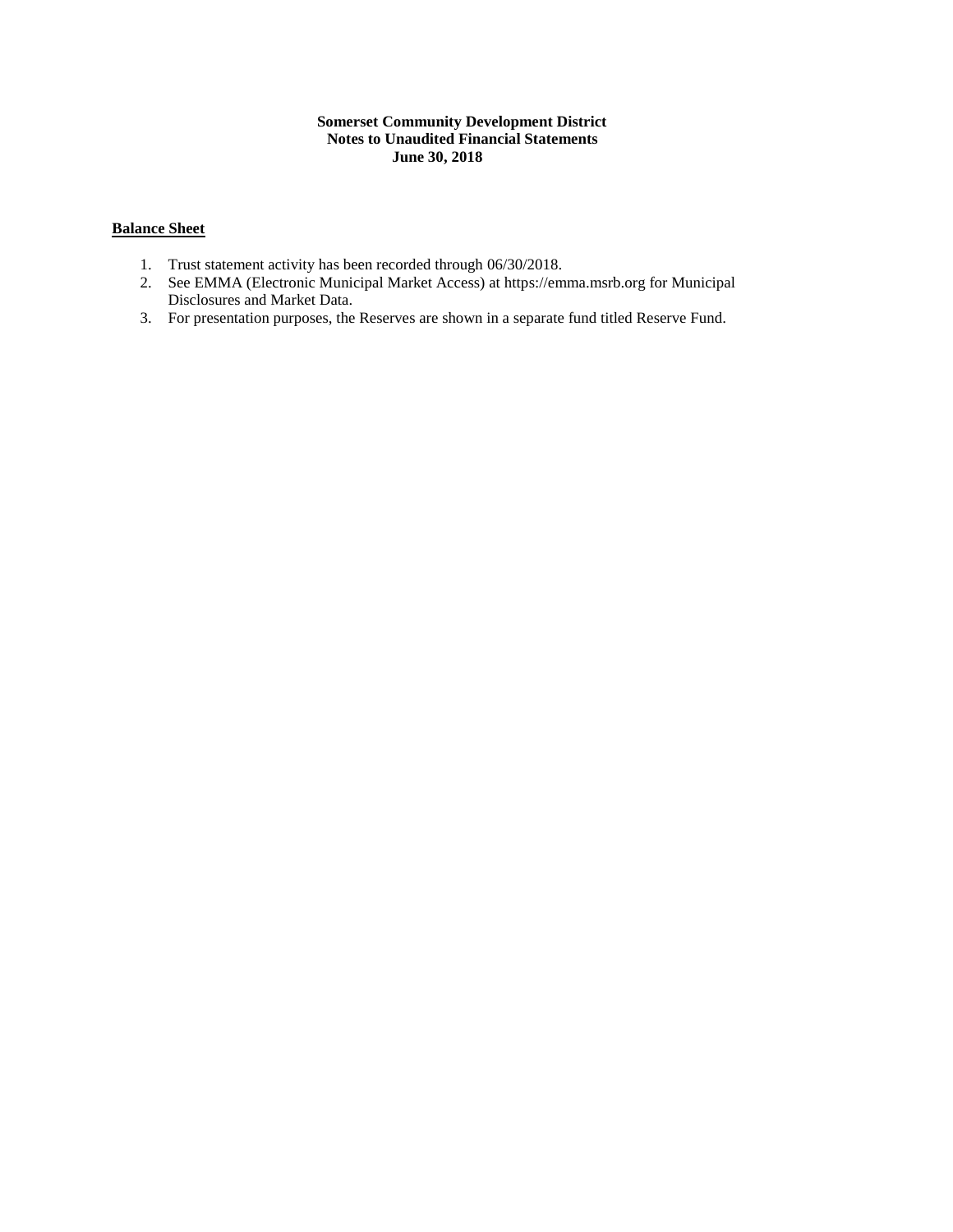**Somerset Community Development District**
**Notes to Unaudited Financial Statements**
**June 30, 2018**

**Balance Sheet**

1. Trust statement activity has been recorded through 06/30/2018.
2. See EMMA (Electronic Municipal Market Access) at https://emma.msrb.org for Municipal Disclosures and Market Data.
3. For presentation purposes, the Reserves are shown in a separate fund titled Reserve Fund.